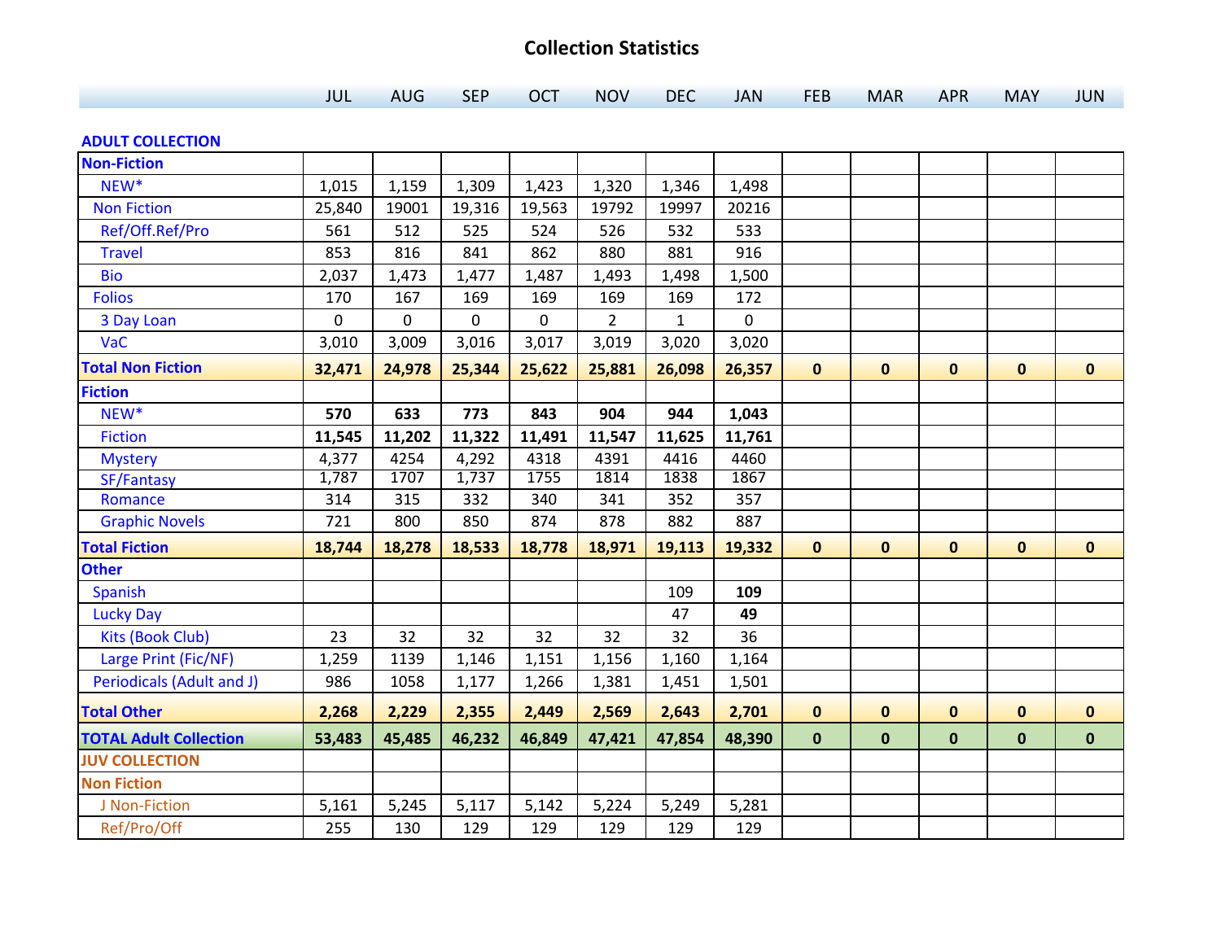# Collection Statistics

| | JUL | AUG | SEP | OCT | NOV | DEC | JAN | FEB | MAR | APR | MAY | JUN |
|---|---|---|---|---|---|---|---|---|---|---|---|---|
| **ADULT COLLECTION** | | | | | | | | | | | | |
| **Non-Fiction** | | | | | | | | | | | | |
| NEW* | 1,015 | 1,159 | 1,309 | 1,423 | 1,320 | 1,346 | 1,498 | | | | | |
| Non Fiction | 25,840 | 19001 | 19,316 | 19,563 | 19792 | 19997 | 20216 | | | | | |
| Ref/Off.Ref/Pro | 561 | 512 | 525 | 524 | 526 | 532 | 533 | | | | | |
| Travel | 853 | 816 | 841 | 862 | 880 | 881 | 916 | | | | | |
| Bio | 2,037 | 1,473 | 1,477 | 1,487 | 1,493 | 1,498 | 1,500 | | | | | |
| Folios | 170 | 167 | 169 | 169 | 169 | 169 | 172 | | | | | |
| 3 Day Loan | 0 | 0 | 0 | 0 | 2 | 1 | 0 | | | | | |
| VaC | 3,010 | 3,009 | 3,016 | 3,017 | 3,019 | 3,020 | 3,020 | | | | | |
| **Total Non Fiction** | **32,471** | **24,978** | **25,344** | **25,622** | **25,881** | **26,098** | **26,357** | **0** | **0** | **0** | **0** | **0** |
| **Fiction** | | | | | | | | | | | | |
| NEW* | **570** | **633** | **773** | **843** | **904** | **944** | **1,043** | | | | | |
| Fiction | **11,545** | **11,202** | **11,322** | **11,491** | **11,547** | **11,625** | **11,761** | | | | | |
| Mystery | 4,377 | 4254 | 4,292 | 4318 | 4391 | 4416 | 4460 | | | | | |
| SF/Fantasy | 1,787 | 1707 | 1,737 | 1755 | 1814 | 1838 | 1867 | | | | | |
| Romance | 314 | 315 | 332 | 340 | 341 | 352 | 357 | | | | | |
| Graphic Novels | 721 | 800 | 850 | 874 | 878 | 882 | 887 | | | | | |
| **Total Fiction** | **18,744** | **18,278** | **18,533** | **18,778** | **18,971** | **19,113** | **19,332** | **0** | **0** | **0** | **0** | **0** |
| **Other** | | | | | | | | | | | | |
| Spanish | | | | | | 109 | **109** | | | | | |
| Lucky Day | | | | | | 47 | **49** | | | | | |
| Kits (Book Club) | 23 | 32 | 32 | 32 | 32 | 32 | 36 | | | | | |
| Large Print (Fic/NF) | 1,259 | 1139 | 1,146 | 1,151 | 1,156 | 1,160 | 1,164 | | | | | |
| Periodicals (Adult and J) | 986 | 1058 | 1,177 | 1,266 | 1,381 | 1,451 | 1,501 | | | | | |
| **Total Other** | **2,268** | **2,229** | **2,355** | **2,449** | **2,569** | **2,643** | **2,701** | **0** | **0** | **0** | **0** | **0** |
| **TOTAL Adult Collection** | **53,483** | **45,485** | **46,232** | **46,849** | **47,421** | **47,854** | **48,390** | **0** | **0** | **0** | **0** | **0** |
| **JUV COLLECTION** | | | | | | | | | | | | |
| **Non Fiction** | | | | | | | | | | | | |
| J Non-Fiction | 5,161 | 5,245 | 5,117 | 5,142 | 5,224 | 5,249 | 5,281 | | | | | |
| Ref/Pro/Off | 255 | 130 | 129 | 129 | 129 | 129 | 129 | | | | | |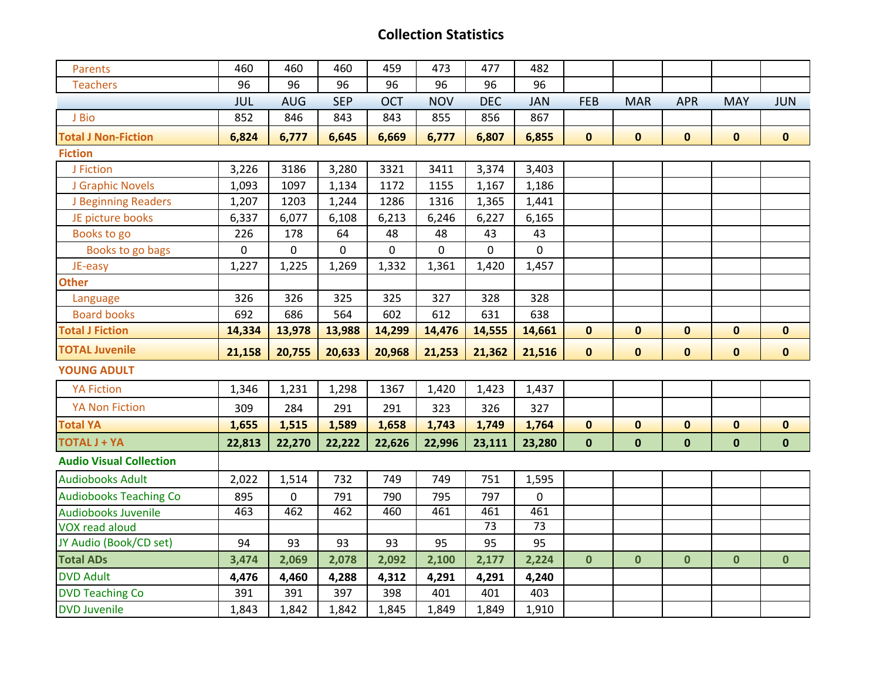# Collection Statistics

| | JUL | AUG | SEP | OCT | NOV | DEC | JAN | FEB | MAR | APR | MAY | JUN |
|---|---|---|---|---|---|---|---|---|---|---|---|---|
| Parents | 460 | 460 | 460 | 459 | 473 | 477 | 482 | | | | | |
| Teachers | 96 | 96 | 96 | 96 | 96 | 96 | 96 | | | | | |
| | **JUL** | **AUG** | **SEP** | **OCT** | **NOV** | **DEC** | **JAN** | **FEB** | **MAR** | **APR** | **MAY** | **JUN** |
| J Bio | 852 | 846 | 843 | 843 | 855 | 856 | 867 | | | | | |
| **Total J Non-Fiction** | **6,824** | **6,777** | **6,645** | **6,669** | **6,777** | **6,807** | **6,855** | **0** | **0** | **0** | **0** | **0** |
| **Fiction** | | | | | | | | | | | | |
| J Fiction | 3,226 | 3186 | 3,280 | 3321 | 3411 | 3,374 | 3,403 | | | | | |
| J Graphic Novels | 1,093 | 1097 | 1,134 | 1172 | 1155 | 1,167 | 1,186 | | | | | |
| J Beginning Readers | 1,207 | 1203 | 1,244 | 1286 | 1316 | 1,365 | 1,441 | | | | | |
| JE picture books | 6,337 | 6,077 | 6,108 | 6,213 | 6,246 | 6,227 | 6,165 | | | | | |
| Books to go | 226 | 178 | 64 | 48 | 48 | 43 | 43 | | | | | |
| Books to go bags | 0 | 0 | 0 | 0 | 0 | 0 | 0 | | | | | |
| JE-easy | 1,227 | 1,225 | 1,269 | 1,332 | 1,361 | 1,420 | 1,457 | | | | | |
| **Other** | | | | | | | | | | | | |
| Language | 326 | 326 | 325 | 325 | 327 | 328 | 328 | | | | | |
| Board books | 692 | 686 | 564 | 602 | 612 | 631 | 638 | | | | | |
| **Total J Fiction** | **14,334** | **13,978** | **13,988** | **14,299** | **14,476** | **14,555** | **14,661** | **0** | **0** | **0** | **0** | **0** |
| **TOTAL Juvenile** | **21,158** | **20,755** | **20,633** | **20,968** | **21,253** | **21,362** | **21,516** | **0** | **0** | **0** | **0** | **0** |
| **YOUNG ADULT** | | | | | | | | | | | | |
| YA Fiction | 1,346 | 1,231 | 1,298 | 1367 | 1,420 | 1,423 | 1,437 | | | | | |
| YA Non Fiction | 309 | 284 | 291 | 291 | 323 | 326 | 327 | | | | | |
| **Total YA** | **1,655** | **1,515** | **1,589** | **1,658** | **1,743** | **1,749** | **1,764** | **0** | **0** | **0** | **0** | **0** |
| **TOTAL J + YA** | **22,813** | **22,270** | **22,222** | **22,626** | **22,996** | **23,111** | **23,280** | **0** | **0** | **0** | **0** | **0** |
| **Audio Visual Collection** | | | | | | | | | | | | |
| Audiobooks Adult | 2,022 | 1,514 | 732 | 749 | 749 | 751 | 1,595 | | | | | |
| Audiobooks Teaching Co | 895 | 0 | 791 | 790 | 795 | 797 | 0 | | | | | |
| Audiobooks Juvenile | 463 | 462 | 462 | 460 | 461 | 461 | 461 | | | | | |
| VOX read aloud | | | | | | 73 | 73 | | | | | |
| JY Audio (Book/CD set) | 94 | 93 | 93 | 93 | 95 | 95 | 95 | | | | | |
| **Total ADs** | **3,474** | **2,069** | **2,078** | **2,092** | **2,100** | **2,177** | **2,224** | **0** | **0** | **0** | **0** | **0** |
| DVD Adult | **4,476** | **4,460** | **4,288** | **4,312** | **4,291** | **4,291** | **4,240** | | | | | |
| DVD Teaching Co | 391 | 391 | 397 | 398 | 401 | 401 | 403 | | | | | |
| DVD Juvenile | 1,843 | 1,842 | 1,842 | 1,845 | 1,849 | 1,849 | 1,910 | | | | | |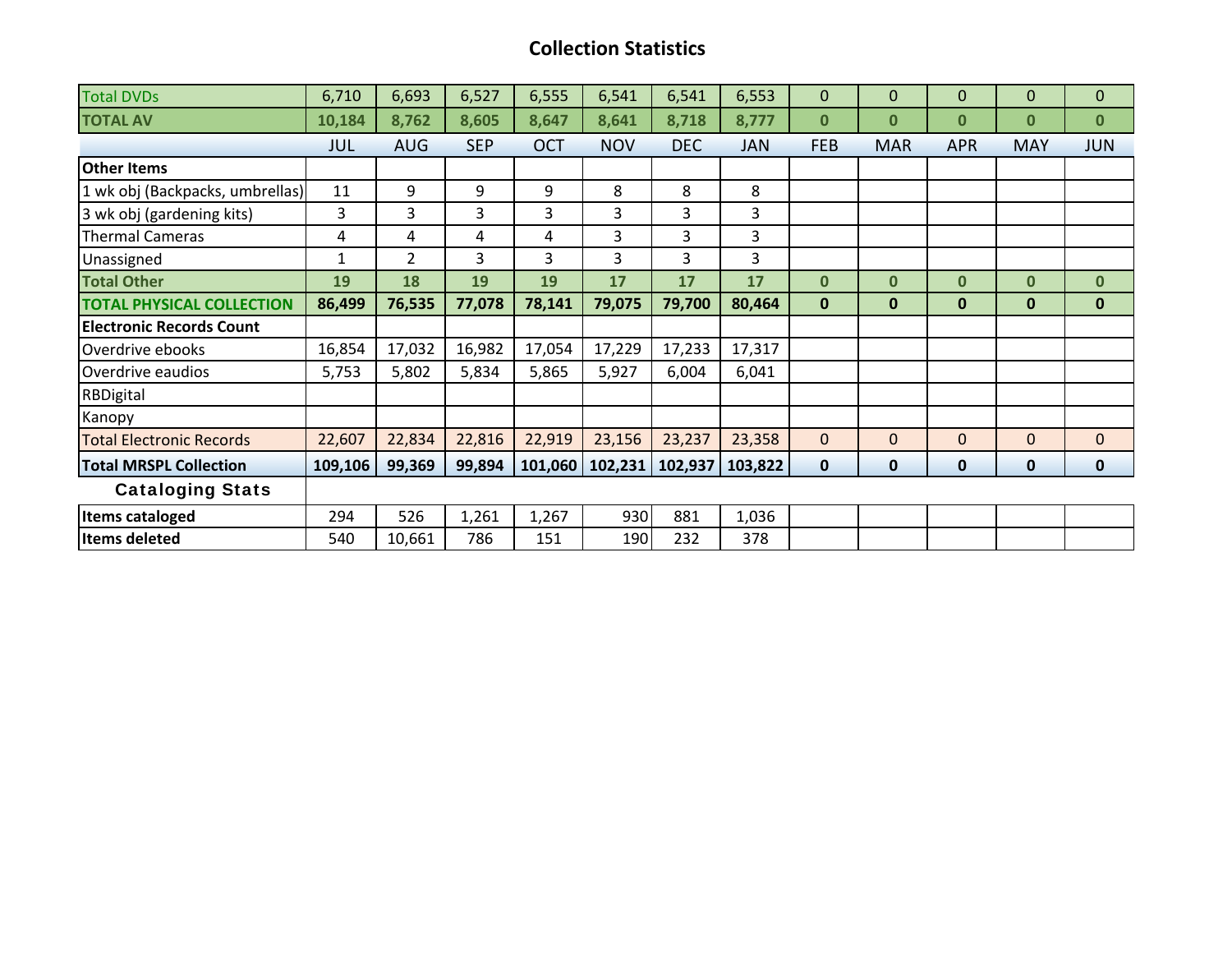## Collection Statistics

| | | | | | | | | | | | | |
|---|---|---|---|---|---|---|---|---|---|---|---|---|
| Total DVDs | 6,710 | 6,693 | 6,527 | 6,555 | 6,541 | 6,541 | 6,553 | 0 | 0 | 0 | 0 | 0 |
| **TOTAL AV** | **10,184** | **8,762** | **8,605** | **8,647** | **8,641** | **8,718** | **8,777** | **0** | **0** | **0** | **0** | **0** |
| | JUL | AUG | SEP | OCT | NOV | DEC | JAN | FEB | MAR | APR | MAY | JUN |
| **Other Items** | | | | | | | | | | | | |
| 1 wk obj (Backpacks, umbrellas) | 11 | 9 | 9 | 9 | 8 | 8 | 8 | | | | | |
| 3 wk obj (gardening kits) | 3 | 3 | 3 | 3 | 3 | 3 | 3 | | | | | |
| Thermal Cameras | 4 | 4 | 4 | 4 | 3 | 3 | 3 | | | | | |
| Unassigned | 1 | 2 | 3 | 3 | 3 | 3 | 3 | | | | | |
| **Total Other** | **19** | **18** | **19** | **19** | **17** | **17** | **17** | **0** | **0** | **0** | **0** | **0** |
| **TOTAL PHYSICAL COLLECTION** | **86,499** | **76,535** | **77,078** | **78,141** | **79,075** | **79,700** | **80,464** | **0** | **0** | **0** | **0** | **0** |
| **Electronic Records Count** | | | | | | | | | | | | |
| Overdrive ebooks | 16,854 | 17,032 | 16,982 | 17,054 | 17,229 | 17,233 | 17,317 | | | | | |
| Overdrive eaudios | 5,753 | 5,802 | 5,834 | 5,865 | 5,927 | 6,004 | 6,041 | | | | | |
| RBDigital | | | | | | | | | | | | |
| Kanopy | | | | | | | | | | | | |
| Total Electronic Records | 22,607 | 22,834 | 22,816 | 22,919 | 23,156 | 23,237 | 23,358 | 0 | 0 | 0 | 0 | 0 |
| **Total MRSPL Collection** | **109,106** | **99,369** | **99,894** | **101,060** | **102,231** | **102,937** | **103,822** | **0** | **0** | **0** | **0** | **0** |
| **Cataloging Stats** | | | | | | | | | | | | |
| **Items cataloged** | 294 | 526 | 1,261 | 1,267 | 930 | 881 | 1,036 | | | | | |
| **Items deleted** | 540 | 10,661 | 786 | 151 | 190 | 232 | 378 | | | | | |